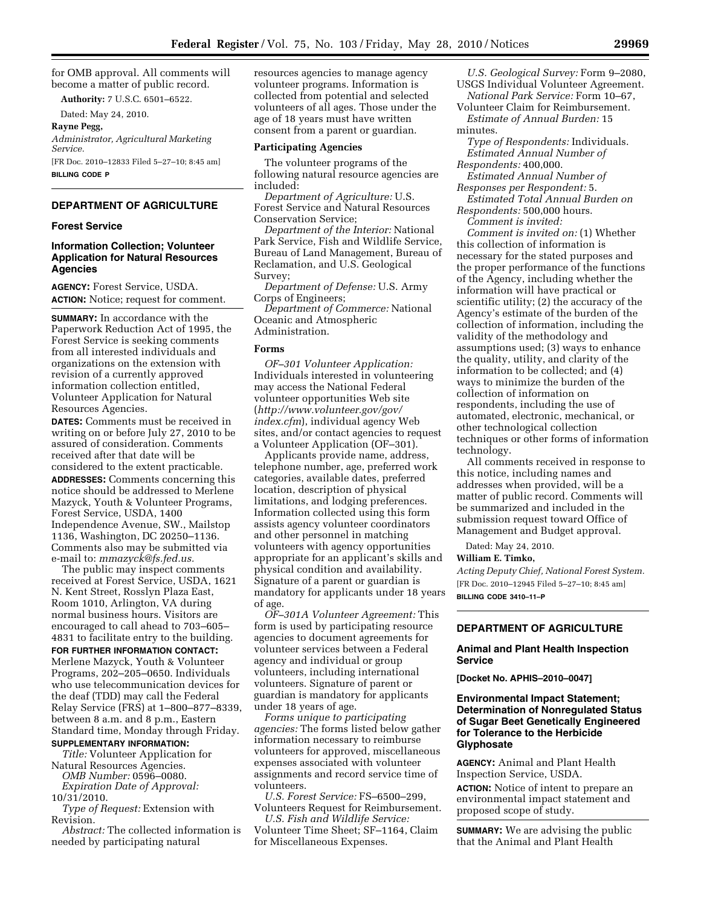for OMB approval. All comments will become a matter of public record.

**Authority:** 7 U.S.C. 6501–6522.

Dated: May 24, 2010.

**Rayne Pegg,**

*Administrator, Agricultural Marketing Service.*

[FR Doc. 2010–12833 Filed 5–27–10; 8:45 am]

**BILLING CODE P**

## DEPARTMENT OF AGRICULTURE

### Forest Service

### Information Collection; Volunteer Application for Natural Resources Agencies

**AGENCY:** Forest Service, USDA.

**ACTION:** Notice; request for comment.

**SUMMARY:** In accordance with the Paperwork Reduction Act of 1995, the Forest Service is seeking comments from all interested individuals and organizations on the extension with revision of a currently approved information collection entitled, Volunteer Application for Natural Resources Agencies.

**DATES:** Comments must be received in writing on or before July 27, 2010 to be assured of consideration. Comments received after that date will be considered to the extent practicable.

**ADDRESSES:** Comments concerning this notice should be addressed to Merlene Mazyck, Youth & Volunteer Programs, Forest Service, USDA, 1400 Independence Avenue, SW., Mailstop 1136, Washington, DC 20250–1136. Comments also may be submitted via e-mail to: *mmazyck@fs.fed.us.*

The public may inspect comments received at Forest Service, USDA, 1621 N. Kent Street, Rosslyn Plaza East, Room 1010, Arlington, VA during normal business hours. Visitors are encouraged to call ahead to 703–605–4831 to facilitate entry to the building.

**FOR FURTHER INFORMATION CONTACT:** Merlene Mazyck, Youth & Volunteer Programs, 202–205–0650. Individuals who use telecommunication devices for the deaf (TDD) may call the Federal Relay Service (FRS) at 1–800–877–8339, between 8 a.m. and 8 p.m., Eastern Standard time, Monday through Friday.

**SUPPLEMENTARY INFORMATION:**

*Title:* Volunteer Application for Natural Resources Agencies.

*OMB Number:* 0596–0080.

*Expiration Date of Approval:* 10/31/2010.

*Type of Request:* Extension with Revision.

*Abstract:* The collected information is needed by participating natural resources agencies to manage agency volunteer programs. Information is collected from potential and selected volunteers of all ages. Those under the age of 18 years must have written consent from a parent or guardian.

#### Participating Agencies

The volunteer programs of the following natural resource agencies are included:

*Department of Agriculture:* U.S. Forest Service and Natural Resources Conservation Service;

*Department of the Interior:* National Park Service, Fish and Wildlife Service, Bureau of Land Management, Bureau of Reclamation, and U.S. Geological Survey;

*Department of Defense:* U.S. Army Corps of Engineers;

*Department of Commerce:* National Oceanic and Atmospheric Administration.

#### Forms

*OF–301 Volunteer Application:* Individuals interested in volunteering may access the National Federal volunteer opportunities Web site (*http://www.volunteer.gov/gov/index.cfm*), individual agency Web sites, and/or contact agencies to request a Volunteer Application (OF–301).

Applicants provide name, address, telephone number, age, preferred work categories, available dates, preferred location, description of physical limitations, and lodging preferences. Information collected using this form assists agency volunteer coordinators and other personnel in matching volunteers with agency opportunities appropriate for an applicant's skills and physical condition and availability. Signature of a parent or guardian is mandatory for applicants under 18 years of age.

*OF–301A Volunteer Agreement:* This form is used by participating resource agencies to document agreements for volunteer services between a Federal agency and individual or group volunteers, including international volunteers. Signature of parent or guardian is mandatory for applicants under 18 years of age.

*Forms unique to participating agencies:* The forms listed below gather information necessary to reimburse volunteers for approved, miscellaneous expenses associated with volunteer assignments and record service time of volunteers.

*U.S. Forest Service:* FS–6500–299, Volunteers Request for Reimbursement.

*U.S. Fish and Wildlife Service:* Volunteer Time Sheet; SF–1164, Claim for Miscellaneous Expenses.

*U.S. Geological Survey:* Form 9–2080, USGS Individual Volunteer Agreement.

*National Park Service:* Form 10–67, Volunteer Claim for Reimbursement.

*Estimate of Annual Burden:* 15 minutes.

*Type of Respondents:* Individuals.

*Estimated Annual Number of Respondents:* 400,000.

*Estimated Annual Number of Responses per Respondent:* 5.

*Estimated Total Annual Burden on Respondents:* 500,000 hours.

*Comment is invited:*

*Comment is invited on:* (1) Whether this collection of information is necessary for the stated purposes and the proper performance of the functions of the Agency, including whether the information will have practical or scientific utility; (2) the accuracy of the Agency's estimate of the burden of the collection of information, including the validity of the methodology and assumptions used; (3) ways to enhance the quality, utility, and clarity of the information to be collected; and (4) ways to minimize the burden of the collection of information on respondents, including the use of automated, electronic, mechanical, or other technological collection techniques or other forms of information technology.

All comments received in response to this notice, including names and addresses when provided, will be a matter of public record. Comments will be summarized and included in the submission request toward Office of Management and Budget approval.

Dated: May 24, 2010.

**William E. Timko,**

*Acting Deputy Chief, National Forest System.*

[FR Doc. 2010–12945 Filed 5–27–10; 8:45 am]

**BILLING CODE 3410–11–P**

## DEPARTMENT OF AGRICULTURE

### Animal and Plant Health Inspection Service

**[Docket No. APHIS–2010–0047]**

### Environmental Impact Statement; Determination of Nonregulated Status of Sugar Beet Genetically Engineered for Tolerance to the Herbicide Glyphosate

**AGENCY:** Animal and Plant Health Inspection Service, USDA.

**ACTION:** Notice of intent to prepare an environmental impact statement and proposed scope of study.

**SUMMARY:** We are advising the public that the Animal and Plant Health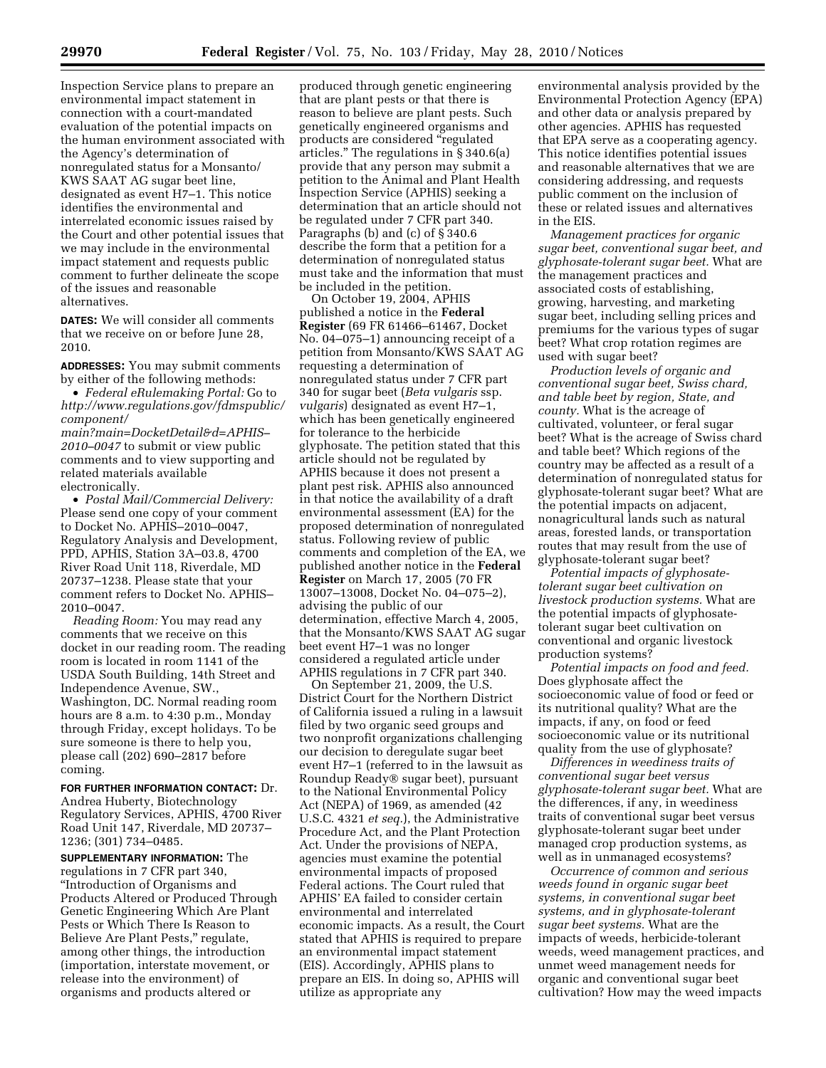Inspection Service plans to prepare an environmental impact statement in connection with a court-mandated evaluation of the potential impacts on the human environment associated with the Agency's determination of nonregulated status for a Monsanto/KWS SAAT AG sugar beet line, designated as event H7–1. This notice identifies the environmental and interrelated economic issues raised by the Court and other potential issues that we may include in the environmental impact statement and requests public comment to further delineate the scope of the issues and reasonable alternatives.

**DATES:** We will consider all comments that we receive on or before June 28, 2010.

**ADDRESSES:** You may submit comments by either of the following methods:

- *Federal eRulemaking Portal:* Go to *http://www.regulations.gov/fdmspublic/component/main?main=DocketDetail&d=APHIS-2010-0047* to submit or view public comments and to view supporting and related materials available electronically.
- *Postal Mail/Commercial Delivery:* Please send one copy of your comment to Docket No. APHIS–2010–0047, Regulatory Analysis and Development, PPD, APHIS, Station 3A–03.8, 4700 River Road Unit 118, Riverdale, MD 20737–1238. Please state that your comment refers to Docket No. APHIS–2010–0047.

*Reading Room:* You may read any comments that we receive on this docket in our reading room. The reading room is located in room 1141 of the USDA South Building, 14th Street and Independence Avenue, SW., Washington, DC. Normal reading room hours are 8 a.m. to 4:30 p.m., Monday through Friday, except holidays. To be sure someone is there to help you, please call (202) 690–2817 before coming.

**FOR FURTHER INFORMATION CONTACT:** Dr. Andrea Huberty, Biotechnology Regulatory Services, APHIS, 4700 River Road Unit 147, Riverdale, MD 20737–1236; (301) 734–0485.

**SUPPLEMENTARY INFORMATION:** The regulations in 7 CFR part 340, "Introduction of Organisms and Products Altered or Produced Through Genetic Engineering Which Are Plant Pests or Which There Is Reason to Believe Are Plant Pests," regulate, among other things, the introduction (importation, interstate movement, or release into the environment) of organisms and products altered or produced through genetic engineering that are plant pests or that there is reason to believe are plant pests. Such genetically engineered organisms and products are considered "regulated articles." The regulations in § 340.6(a) provide that any person may submit a petition to the Animal and Plant Health Inspection Service (APHIS) seeking a determination that an article should not be regulated under 7 CFR part 340. Paragraphs (b) and (c) of § 340.6 describe the form that a petition for a determination of nonregulated status must take and the information that must be included in the petition.

On October 19, 2004, APHIS published a notice in the **Federal Register** (69 FR 61466–61467, Docket No. 04–075–1) announcing receipt of a petition from Monsanto/KWS SAAT AG requesting a determination of nonregulated status under 7 CFR part 340 for sugar beet (*Beta vulgaris* ssp. *vulgaris*) designated as event H7–1, which has been genetically engineered for tolerance to the herbicide glyphosate. The petition stated that this article should not be regulated by APHIS because it does not present a plant pest risk. APHIS also announced in that notice the availability of a draft environmental assessment (EA) for the proposed determination of nonregulated status. Following review of public comments and completion of the EA, we published another notice in the **Federal Register** on March 17, 2005 (70 FR 13007–13008, Docket No. 04–075–2), advising the public of our determination, effective March 4, 2005, that the Monsanto/KWS SAAT AG sugar beet event H7–1 was no longer considered a regulated article under APHIS regulations in 7 CFR part 340.

On September 21, 2009, the U.S. District Court for the Northern District of California issued a ruling in a lawsuit filed by two organic seed groups and two nonprofit organizations challenging our decision to deregulate sugar beet event H7–1 (referred to in the lawsuit as Roundup Ready® sugar beet), pursuant to the National Environmental Policy Act (NEPA) of 1969, as amended (42 U.S.C. 4321 *et seq.*), the Administrative Procedure Act, and the Plant Protection Act. Under the provisions of NEPA, agencies must examine the potential environmental impacts of proposed Federal actions. The Court ruled that APHIS' EA failed to consider certain environmental and interrelated economic impacts. As a result, the Court stated that APHIS is required to prepare an environmental impact statement (EIS). Accordingly, APHIS plans to prepare an EIS. In doing so, APHIS will utilize as appropriate any environmental analysis provided by the Environmental Protection Agency (EPA) and other data or analysis prepared by other agencies. APHIS has requested that EPA serve as a cooperating agency. This notice identifies potential issues and reasonable alternatives that we are considering addressing, and requests public comment on the inclusion of these or related issues and alternatives in the EIS.

*Management practices for organic sugar beet, conventional sugar beet, and glyphosate-tolerant sugar beet.* What are the management practices and associated costs of establishing, growing, harvesting, and marketing sugar beet, including selling prices and premiums for the various types of sugar beet? What crop rotation regimes are used with sugar beet?

*Production levels of organic and conventional sugar beet, Swiss chard, and table beet by region, State, and county.* What is the acreage of cultivated, volunteer, or feral sugar beet? What is the acreage of Swiss chard and table beet? Which regions of the country may be affected as a result of a determination of nonregulated status for glyphosate-tolerant sugar beet? What are the potential impacts on adjacent, nonagricultural lands such as natural areas, forested lands, or transportation routes that may result from the use of glyphosate-tolerant sugar beet?

*Potential impacts of glyphosate-tolerant sugar beet cultivation on livestock production systems.* What are the potential impacts of glyphosate-tolerant sugar beet cultivation on conventional and organic livestock production systems?

*Potential impacts on food and feed.* Does glyphosate affect the socioeconomic value of food or feed or its nutritional quality? What are the impacts, if any, on food or feed socioeconomic value or its nutritional quality from the use of glyphosate?

*Differences in weediness traits of conventional sugar beet versus glyphosate-tolerant sugar beet.* What are the differences, if any, in weediness traits of conventional sugar beet versus glyphosate-tolerant sugar beet under managed crop production systems, as well as in unmanaged ecosystems?

*Occurrence of common and serious weeds found in organic sugar beet systems, in conventional sugar beet systems, and in glyphosate-tolerant sugar beet systems.* What are the impacts of weeds, herbicide-tolerant weeds, weed management practices, and unmet weed management needs for organic and conventional sugar beet cultivation? How may the weed impacts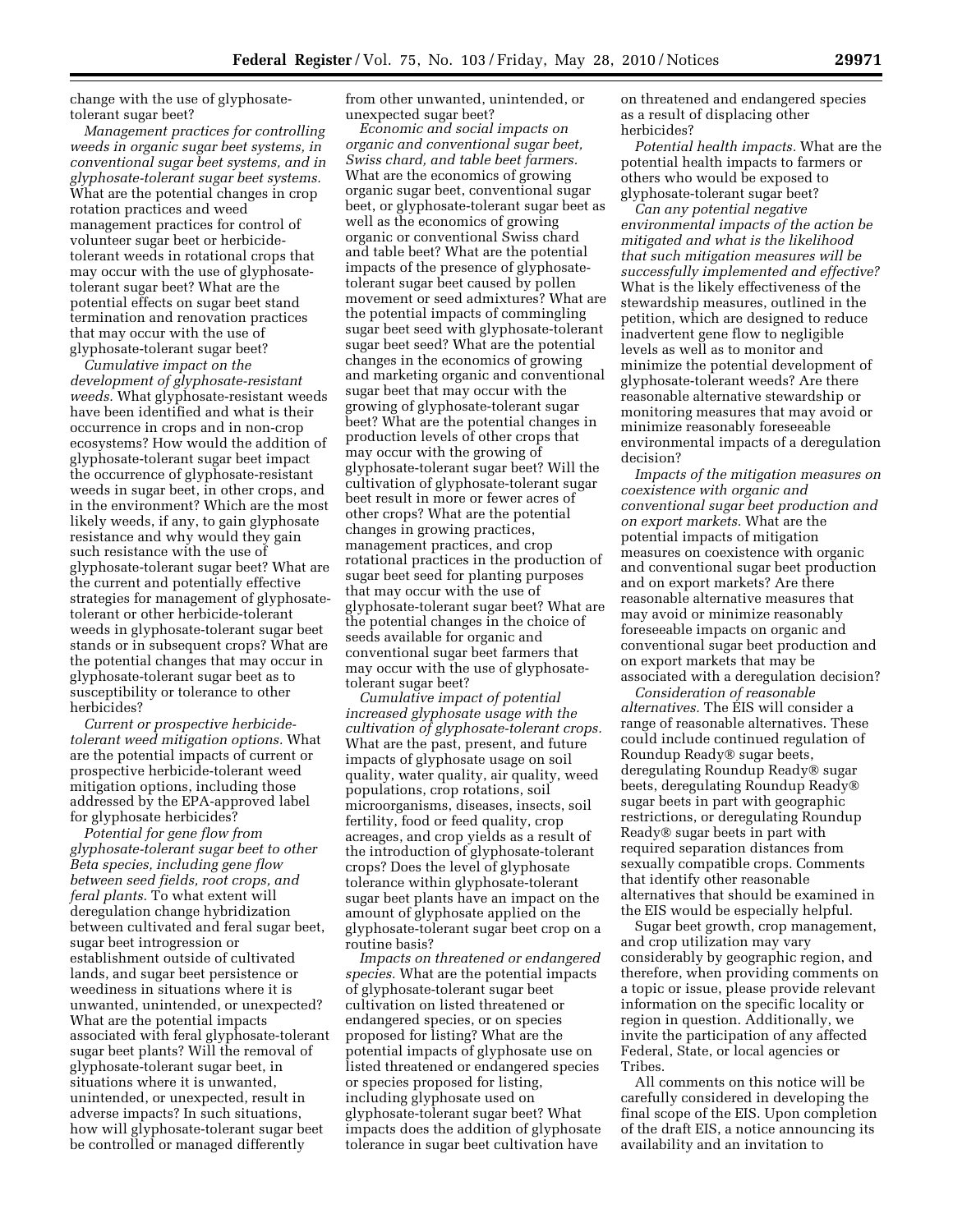change with the use of glyphosate-tolerant sugar beet?

*Management practices for controlling weeds in organic sugar beet systems, in conventional sugar beet systems, and in glyphosate-tolerant sugar beet systems.* What are the potential changes in crop rotation practices and weed management practices for control of volunteer sugar beet or herbicide-tolerant weeds in rotational crops that may occur with the use of glyphosate-tolerant sugar beet? What are the potential effects on sugar beet stand termination and renovation practices that may occur with the use of glyphosate-tolerant sugar beet?

*Cumulative impact on the development of glyphosate-resistant weeds.* What glyphosate-resistant weeds have been identified and what is their occurrence in crops and in non-crop ecosystems? How would the addition of glyphosate-tolerant sugar beet impact the occurrence of glyphosate-resistant weeds in sugar beet, in other crops, and in the environment? Which are the most likely weeds, if any, to gain glyphosate resistance and why would they gain such resistance with the use of glyphosate-tolerant sugar beet? What are the current and potentially effective strategies for management of glyphosate-tolerant or other herbicide-tolerant weeds in glyphosate-tolerant sugar beet stands or in subsequent crops? What are the potential changes that may occur in glyphosate-tolerant sugar beet as to susceptibility or tolerance to other herbicides?

*Current or prospective herbicide-tolerant weed mitigation options.* What are the potential impacts of current or prospective herbicide-tolerant weed mitigation options, including those addressed by the EPA-approved label for glyphosate herbicides?

*Potential for gene flow from glyphosate-tolerant sugar beet to other Beta species, including gene flow between seed fields, root crops, and feral plants.* To what extent will deregulation change hybridization between cultivated and feral sugar beet, sugar beet introgression or establishment outside of cultivated lands, and sugar beet persistence or weediness in situations where it is unwanted, unintended, or unexpected? What are the potential impacts associated with feral glyphosate-tolerant sugar beet plants? Will the removal of glyphosate-tolerant sugar beet, in situations where it is unwanted, unintended, or unexpected, result in adverse impacts? In such situations, how will glyphosate-tolerant sugar beet be controlled or managed differently from other unwanted, unintended, or unexpected sugar beet?

*Economic and social impacts on organic and conventional sugar beet, Swiss chard, and table beet farmers.* What are the economics of growing organic sugar beet, conventional sugar beet, or glyphosate-tolerant sugar beet as well as the economics of growing organic or conventional Swiss chard and table beet? What are the potential impacts of the presence of glyphosate-tolerant sugar beet caused by pollen movement or seed admixtures? What are the potential impacts of commingling sugar beet seed with glyphosate-tolerant sugar beet seed? What are the potential changes in the economics of growing and marketing organic and conventional sugar beet that may occur with the growing of glyphosate-tolerant sugar beet? What are the potential changes in production levels of other crops that may occur with the growing of glyphosate-tolerant sugar beet? Will the cultivation of glyphosate-tolerant sugar beet result in more or fewer acres of other crops? What are the potential changes in growing practices, management practices, and crop rotational practices in the production of sugar beet seed for planting purposes that may occur with the use of glyphosate-tolerant sugar beet? What are the potential changes in the choice of seeds available for organic and conventional sugar beet farmers that may occur with the use of glyphosate-tolerant sugar beet?

*Cumulative impact of potential increased glyphosate usage with the cultivation of glyphosate-tolerant crops.* What are the past, present, and future impacts of glyphosate usage on soil quality, water quality, air quality, weed populations, crop rotations, soil microorganisms, diseases, insects, soil fertility, food or feed quality, crop acreages, and crop yields as a result of the introduction of glyphosate-tolerant crops? Does the level of glyphosate tolerance within glyphosate-tolerant sugar beet plants have an impact on the amount of glyphosate applied on the glyphosate-tolerant sugar beet crop on a routine basis?

*Impacts on threatened or endangered species.* What are the potential impacts of glyphosate-tolerant sugar beet cultivation on listed threatened or endangered species, or on species proposed for listing? What are the potential impacts of glyphosate use on listed threatened or endangered species or species proposed for listing, including glyphosate used on glyphosate-tolerant sugar beet? What impacts does the addition of glyphosate tolerance in sugar beet cultivation have on threatened and endangered species as a result of displacing other herbicides?

*Potential health impacts.* What are the potential health impacts to farmers or others who would be exposed to glyphosate-tolerant sugar beet?

*Can any potential negative environmental impacts of the action be mitigated and what is the likelihood that such mitigation measures will be successfully implemented and effective?* What is the likely effectiveness of the stewardship measures, outlined in the petition, which are designed to reduce inadvertent gene flow to negligible levels as well as to monitor and minimize the potential development of glyphosate-tolerant weeds? Are there reasonable alternative stewardship or monitoring measures that may avoid or minimize reasonably foreseeable environmental impacts of a deregulation decision?

*Impacts of the mitigation measures on coexistence with organic and conventional sugar beet production and on export markets.* What are the potential impacts of mitigation measures on coexistence with organic and conventional sugar beet production and on export markets? Are there reasonable alternative measures that may avoid or minimize reasonably foreseeable impacts on organic and conventional sugar beet production and on export markets that may be associated with a deregulation decision?

*Consideration of reasonable alternatives.* The EIS will consider a range of reasonable alternatives. These could include continued regulation of Roundup Ready® sugar beets, deregulating Roundup Ready® sugar beets, deregulating Roundup Ready® sugar beets in part with geographic restrictions, or deregulating Roundup Ready® sugar beets in part with required separation distances from sexually compatible crops. Comments that identify other reasonable alternatives that should be examined in the EIS would be especially helpful.

Sugar beet growth, crop management, and crop utilization may vary considerably by geographic region, and therefore, when providing comments on a topic or issue, please provide relevant information on the specific locality or region in question. Additionally, we invite the participation of any affected Federal, State, or local agencies or Tribes.

All comments on this notice will be carefully considered in developing the final scope of the EIS. Upon completion of the draft EIS, a notice announcing its availability and an invitation to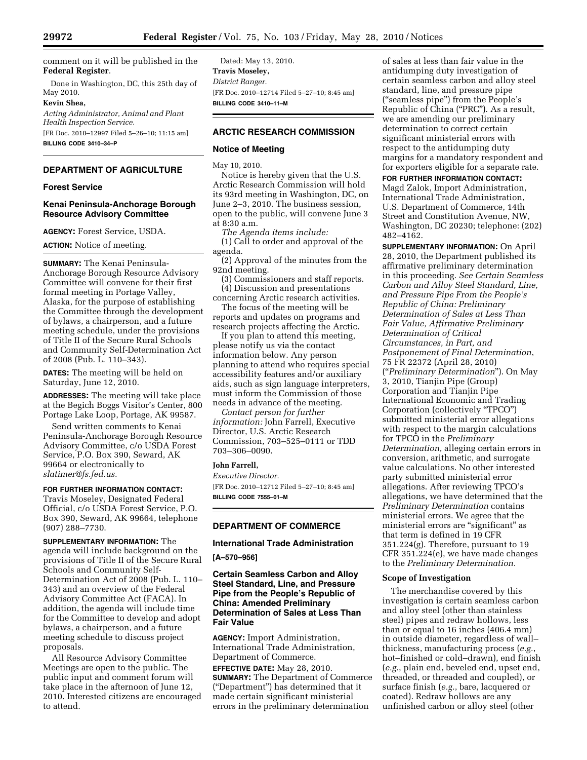comment on it will be published in the **Federal Register**.

Done in Washington, DC, this 25th day of May 2010.

**Kevin Shea,**

*Acting Administrator, Animal and Plant Health Inspection Service.*

[FR Doc. 2010–12997 Filed 5–26–10; 11:15 am]

**BILLING CODE 3410–34–P**

## DEPARTMENT OF AGRICULTURE

### Forest Service

### Kenai Peninsula-Anchorage Borough Resource Advisory Committee

**AGENCY:** Forest Service, USDA.

**ACTION:** Notice of meeting.

**SUMMARY:** The Kenai Peninsula-Anchorage Borough Resource Advisory Committee will convene for their first formal meeting in Portage Valley, Alaska, for the purpose of establishing the Committee through the development of bylaws, a chairperson, and a future meeting schedule, under the provisions of Title II of the Secure Rural Schools and Community Self-Determination Act of 2008 (Pub. L. 110–343).

**DATES:** The meeting will be held on Saturday, June 12, 2010.

**ADDRESSES:** The meeting will take place at the Begich Boggs Visitor's Center, 800 Portage Lake Loop, Portage, AK 99587.

Send written comments to Kenai Peninsula-Anchorage Borough Resource Advisory Committee, c/o USDA Forest Service, P.O. Box 390, Seward, AK 99664 or electronically to *slatimer@fs.fed.us*.

**FOR FURTHER INFORMATION CONTACT:** Travis Moseley, Designated Federal Official, c/o USDA Forest Service, P.O. Box 390, Seward, AK 99664, telephone (907) 288–7730.

**SUPPLEMENTARY INFORMATION:** The agenda will include background on the provisions of Title II of the Secure Rural Schools and Community Self-Determination Act of 2008 (Pub. L. 110–343) and an overview of the Federal Advisory Committee Act (FACA). In addition, the agenda will include time for the Committee to develop and adopt bylaws, a chairperson, and a future meeting schedule to discuss project proposals.

All Resource Advisory Committee Meetings are open to the public. The public input and comment forum will take place in the afternoon of June 12, 2010. Interested citizens are encouraged to attend.

Dated: May 13, 2010.

**Travis Moseley,**

*District Ranger.*

[FR Doc. 2010–12714 Filed 5–27–10; 8:45 am]

**BILLING CODE 3410–11–M**

## ARCTIC RESEARCH COMMISSION

### Notice of Meeting

May 10, 2010.

Notice is hereby given that the U.S. Arctic Research Commission will hold its 93rd meeting in Washington, DC, on June 2–3, 2010. The business session, open to the public, will convene June 3 at 8:30 a.m.

*The Agenda items include:*

(1) Call to order and approval of the agenda.

(2) Approval of the minutes from the 92nd meeting.

(3) Commissioners and staff reports.

(4) Discussion and presentations concerning Arctic research activities.

The focus of the meeting will be reports and updates on programs and research projects affecting the Arctic.

If you plan to attend this meeting, please notify us via the contact information below. Any person planning to attend who requires special accessibility features and/or auxiliary aids, such as sign language interpreters, must inform the Commission of those needs in advance of the meeting.

*Contact person for further information:* John Farrell, Executive Director, U.S. Arctic Research Commission, 703–525–0111 or TDD 703–306–0090.

**John Farrell,**

*Executive Director.*

[FR Doc. 2010–12712 Filed 5–27–10; 8:45 am]

**BILLING CODE 7555–01–M**

## DEPARTMENT OF COMMERCE

### International Trade Administration

**[A–570–956]**

### Certain Seamless Carbon and Alloy Steel Standard, Line, and Pressure Pipe from the People's Republic of China: Amended Preliminary Determination of Sales at Less Than Fair Value

**AGENCY:** Import Administration, International Trade Administration, Department of Commerce.

**EFFECTIVE DATE:** May 28, 2010.

**SUMMARY:** The Department of Commerce ("Department") has determined that it made certain significant ministerial errors in the preliminary determination of sales at less than fair value in the antidumping duty investigation of certain seamless carbon and alloy steel standard, line, and pressure pipe ("seamless pipe") from the People's Republic of China ("PRC"). As a result, we are amending our preliminary determination to correct certain significant ministerial errors with respect to the antidumping duty margins for a mandatory respondent and for exporters eligible for a separate rate.

**FOR FURTHER INFORMATION CONTACT:** Magd Zalok, Import Administration, International Trade Administration, U.S. Department of Commerce, 14th Street and Constitution Avenue, NW, Washington, DC 20230; telephone: (202) 482–4162.

**SUPPLEMENTARY INFORMATION:** On April 28, 2010, the Department published its affirmative preliminary determination in this proceeding. *See Certain Seamless Carbon and Alloy Steel Standard, Line, and Pressure Pipe From the People's Republic of China: Preliminary Determination of Sales at Less Than Fair Value, Affirmative Preliminary Determination of Critical Circumstances, in Part, and Postponement of Final Determination*, 75 FR 22372 (April 28, 2010) ("*Preliminary Determination*"). On May 3, 2010, Tianjin Pipe (Group) Corporation and Tianjin Pipe International Economic and Trading Corporation (collectively "TPCO") submitted ministerial error allegations with respect to the margin calculations for TPCO in the *Preliminary Determination*, alleging certain errors in conversion, arithmetic, and surrogate value calculations. No other interested party submitted ministerial error allegations. After reviewing TPCO's allegations, we have determined that the *Preliminary Determination* contains ministerial errors. We agree that the ministerial errors are "significant" as that term is defined in 19 CFR 351.224(g). Therefore, pursuant to 19 CFR 351.224(e), we have made changes to the *Preliminary Determination.*

### Scope of Investigation

The merchandise covered by this investigation is certain seamless carbon and alloy steel (other than stainless steel) pipes and redraw hollows, less than or equal to 16 inches (406.4 mm) in outside diameter, regardless of wall–thickness, manufacturing process (*e.g.*, hot–finished or cold–drawn), end finish (*e.g.*, plain end, beveled end, upset end, threaded, or threaded and coupled), or surface finish (*e.g.*, bare, lacquered or coated). Redraw hollows are any unfinished carbon or alloy steel (other